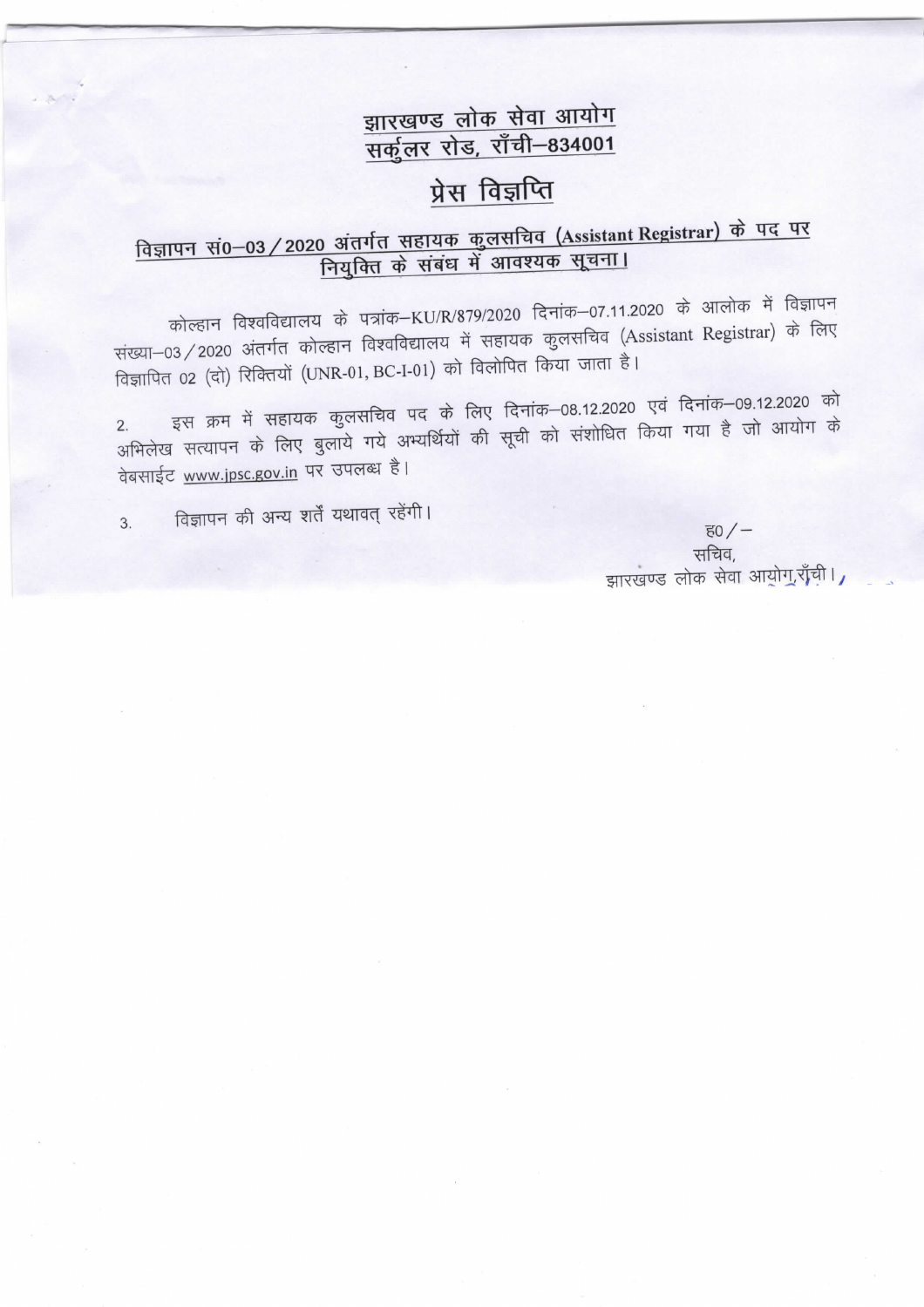# झारखण्ड लोक सेवा आयोग
## सर्कुलर रोड, राँची–834001

## प्रेस विज्ञप्ति

### विज्ञापन सं0–03 / 2020 अंतर्गत सहायक कुलसचिव (Assistant Registrar) के पद पर नियुक्ति के संबंध में आवश्यक सूचना।

कोल्हान विश्वविद्यालय के पत्रांक–KU/R/879/2020 दिनांक–07.11.2020 के आलोक में विज्ञापन संख्या–03 / 2020 अंतर्गत कोल्हान विश्वविद्यालय में सहायक कुलसचिव (Assistant Registrar) के लिए विज्ञापित 02 (दो) रिक्तियों (UNR-01, BC-I-01) को विलोपित किया जाता है।

2. इस क्रम में सहायक कुलसचिव पद के लिए दिनांक–08.12.2020 एवं दिनांक–09.12.2020 को अभिलेख सत्यापन के लिए बुलाये गये अभ्यर्थियों की सूची को संशोधित किया गया है जो आयोग के वेबसाईट www.jpsc.gov.in पर उपलब्ध है।

3. विज्ञापन की अन्य शर्तें यथावत् रहेंगी।

ह0 / –
सचिव,
झारखण्ड लोक सेवा आयोग,राँची।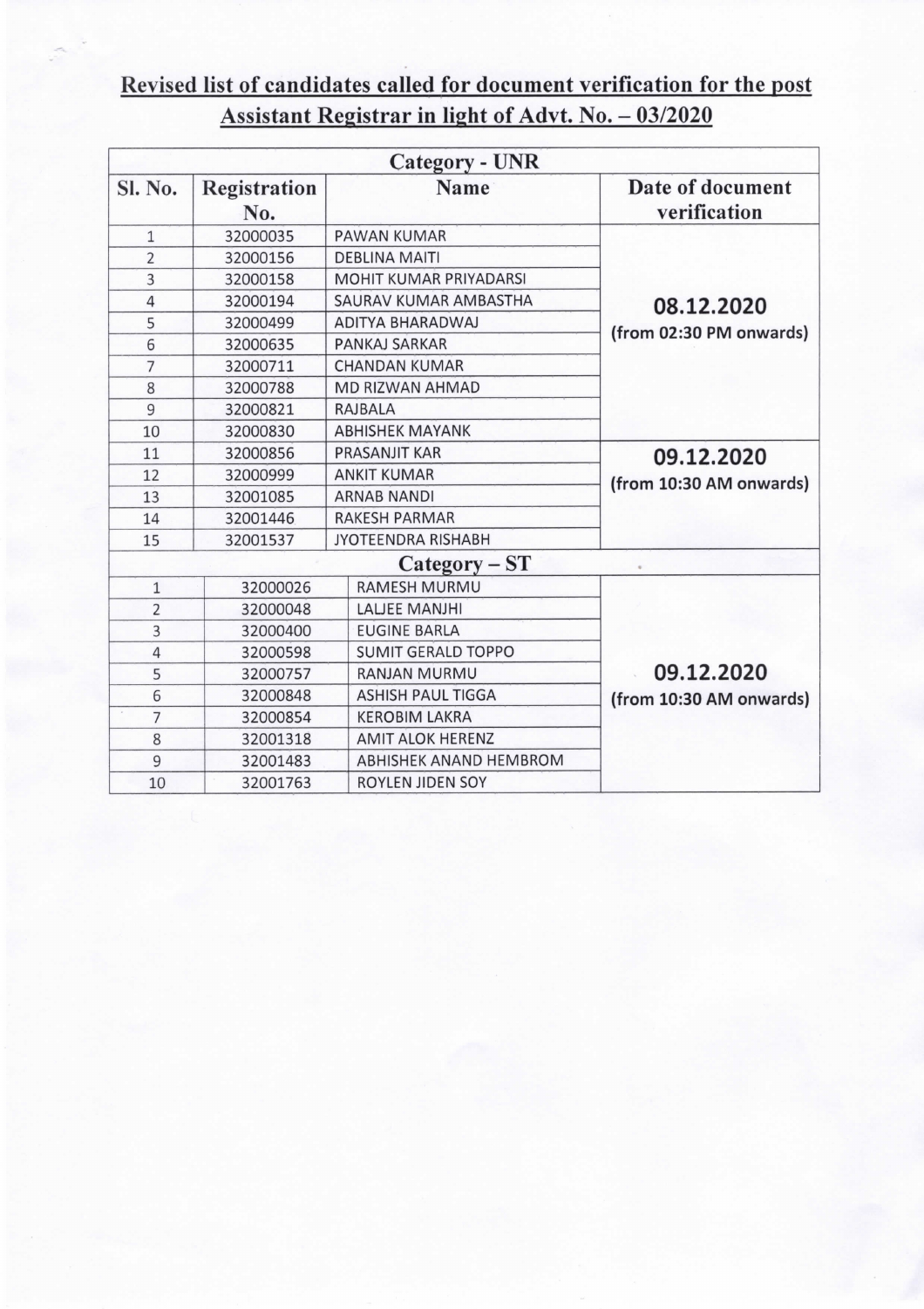## Revised list of candidates called for document verification for the post Assistant Registrar in light of Advt. No. – 03/2020

| Category - UNR | | | |
|---|---|---|---|
| Sl. No. | Registration No. | Name | Date of document verification |
| 1 | 32000035 | PAWAN KUMAR | 08.12.2020 (from 02:30 PM onwards) |
| 2 | 32000156 | DEBLINA MAITI | |
| 3 | 32000158 | MOHIT KUMAR PRIYADARSI | |
| 4 | 32000194 | SAURAV KUMAR AMBASTHA | |
| 5 | 32000499 | ADITYA BHARADWAJ | |
| 6 | 32000635 | PANKAJ SARKAR | |
| 7 | 32000711 | CHANDAN KUMAR | |
| 8 | 32000788 | MD RIZWAN AHMAD | |
| 9 | 32000821 | RAJBALA | |
| 10 | 32000830 | ABHISHEK MAYANK | |
| 11 | 32000856 | PRASANJIT KAR | 09.12.2020 (from 10:30 AM onwards) |
| 12 | 32000999 | ANKIT KUMAR | |
| 13 | 32001085 | ARNAB NANDI | |
| 14 | 32001446 | RAKESH PARMAR | |
| 15 | 32001537 | JYOTEENDRA RISHABH | |
| **Category – ST** | | | |
| 1 | 32000026 | RAMESH MURMU | 09.12.2020 (from 10:30 AM onwards) |
| 2 | 32000048 | LALJEE MANJHI | |
| 3 | 32000400 | EUGINE BARLA | |
| 4 | 32000598 | SUMIT GERALD TOPPO | |
| 5 | 32000757 | RANJAN MURMU | |
| 6 | 32000848 | ASHISH PAUL TIGGA | |
| 7 | 32000854 | KEROBIM LAKRA | |
| 8 | 32001318 | AMIT ALOK HERENZ | |
| 9 | 32001483 | ABHISHEK ANAND HEMBROM | |
| 10 | 32001763 | ROYLEN JIDEN SOY | |